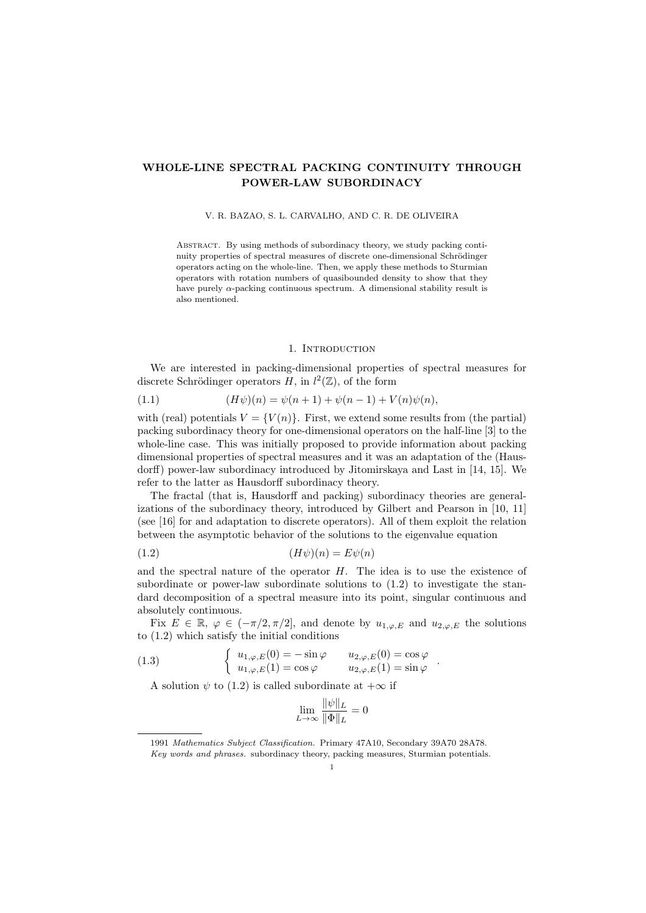# WHOLE-LINE SPECTRAL PACKING CONTINUITY THROUGH POWER-LAW SUBORDINACY

V. R. BAZAO, S. L. CARVALHO, AND C. R. DE OLIVEIRA

Abstract. By using methods of subordinacy theory, we study packing continuity properties of spectral measures of discrete one-dimensional Schrödinger operators acting on the whole-line. Then, we apply these methods to Sturmian operators with rotation numbers of quasibounded density to show that they have purely $\alpha$-packing continuous spectrum. A dimensional stability result is also mentioned.

## 1. Introduction

We are interested in packing-dimensional properties of spectral measures for discrete Schrödinger operators $H$, in $l^2(\mathbb{Z})$, of the form

$$(H\psi)(n) = \psi(n+1) + \psi(n-1) + V(n)\psi(n), \tag{1.1}$$

with (real) potentials $V = \{V(n)\}$. First, we extend some results from (the partial) packing subordinacy theory for one-dimensional operators on the half-line [3] to the whole-line case. This was initially proposed to provide information about packing dimensional properties of spectral measures and it was an adaptation of the (Hausdorff) power-law subordinacy introduced by Jitomirskaya and Last in [14, 15]. We refer to the latter as Hausdorff subordinacy theory.

The fractal (that is, Hausdorff and packing) subordinacy theories are generalizations of the subordinacy theory, introduced by Gilbert and Pearson in [10, 11] (see [16] for and adaptation to discrete operators). All of them exploit the relation between the asymptotic behavior of the solutions to the eigenvalue equation

$$(H\psi)(n) = E\psi(n) \tag{1.2}$$

and the spectral nature of the operator $H$. The idea is to use the existence of subordinate or power-law subordinate solutions to (1.2) to investigate the standard decomposition of a spectral measure into its point, singular continuous and absolutely continuous.

Fix $E \in \mathbb{R}$, $\varphi \in (-\pi/2, \pi/2]$, and denote by $u_{1,\varphi,E}$ and $u_{2,\varphi,E}$ the solutions to (1.2) which satisfy the initial conditions

$$\begin{cases} u_{1,\varphi,E}(0) = -\sin\varphi & u_{2,\varphi,E}(0) = \cos\varphi \\ u_{1,\varphi,E}(1) = \cos\varphi & u_{2,\varphi,E}(1) = \sin\varphi \end{cases}. \tag{1.3}$$

A solution $\psi$ to (1.2) is called subordinate at $+\infty$ if

$$\lim_{L\to\infty} \frac{\|\psi\|_L}{\|\Phi\|_L} = 0$$

---

1991 *Mathematics Subject Classification.* Primary 47A10, Secondary 39A70 28A78.

*Key words and phrases.* subordinacy theory, packing measures, Sturmian potentials.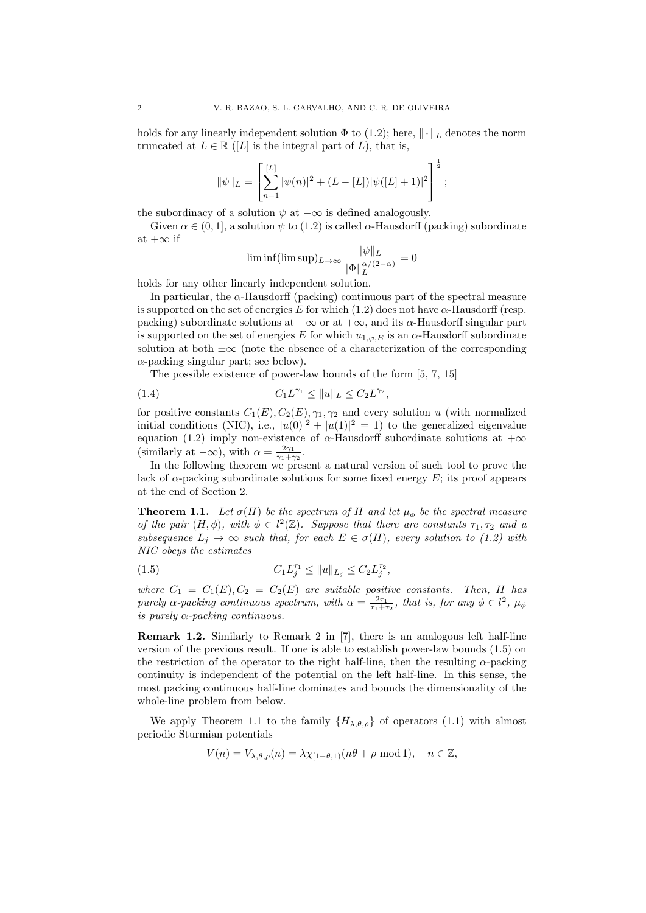holds for any linearly independent solution $\Phi$ to (1.2); here, $\|\cdot\|_L$ denotes the norm truncated at $L \in \mathbb{R}$ ($[L]$ is the integral part of $L$), that is,

$$\|\psi\|_L = \left[ \sum_{n=1}^{[L]} |\psi(n)|^2 + (L - [L]) |\psi([L]+1)|^2 \right]^{\frac{1}{2}};$$

the subordinacy of a solution $\psi$ at $-\infty$ is defined analogously.

Given $\alpha \in (0, 1]$, a solution $\psi$ to (1.2) is called $\alpha$-Hausdorff (packing) subordinate at $+\infty$ if

$$\liminf(\limsup)_{L\to\infty} \frac{\|\psi\|_L}{\|\Phi\|_L^{\alpha/(2-\alpha)}} = 0$$

holds for any other linearly independent solution.

In particular, the $\alpha$-Hausdorff (packing) continuous part of the spectral measure is supported on the set of energies $E$ for which (1.2) does not have $\alpha$-Hausdorff (resp. packing) subordinate solutions at $-\infty$ or at $+\infty$, and its $\alpha$-Hausdorff singular part is supported on the set of energies $E$ for which $u_{1,\varphi,E}$ is an $\alpha$-Hausdorff subordinate solution at both $\pm\infty$ (note the absence of a characterization of the corresponding $\alpha$-packing singular part; see below).

The possible existence of power-law bounds of the form [5, 7, 15]

$$C_1 L^{\gamma_1} \le \|u\|_L \le C_2 L^{\gamma_2}, \tag{1.4}$$

for positive constants $C_1(E), C_2(E), \gamma_1, \gamma_2$ and every solution $u$ (with normalized initial conditions (NIC), i.e., $|u(0)|^2 + |u(1)|^2 = 1$) to the generalized eigenvalue equation (1.2) imply non-existence of $\alpha$-Hausdorff subordinate solutions at $+\infty$ (similarly at $-\infty$), with $\alpha = \frac{2\gamma_1}{\gamma_1+\gamma_2}$.

In the following theorem we present a natural version of such tool to prove the lack of $\alpha$-packing subordinate solutions for some fixed energy $E$; its proof appears at the end of Section 2.

**Theorem 1.1.** *Let $\sigma(H)$ be the spectrum of $H$ and let $\mu_\phi$ be the spectral measure of the pair $(H, \phi)$, with $\phi \in l^2(\mathbb{Z})$. Suppose that there are constants $\tau_1, \tau_2$ and a subsequence $L_j \to \infty$ such that, for each $E \in \sigma(H)$, every solution to (1.2) with NIC obeys the estimates*

$$C_1 L_j^{\tau_1} \le \|u\|_{L_j} \le C_2 L_j^{\tau_2}, \tag{1.5}$$

*where $C_1 = C_1(E), C_2 = C_2(E)$ are suitable positive constants. Then, $H$ has purely $\alpha$-packing continuous spectrum, with $\alpha = \frac{2\tau_1}{\tau_1+\tau_2}$, that is, for any $\phi \in l^2$, $\mu_\phi$ is purely $\alpha$-packing continuous.*

**Remark 1.2.** Similarly to Remark 2 in [7], there is an analogous left half-line version of the previous result. If one is able to establish power-law bounds (1.5) on the restriction of the operator to the right half-line, then the resulting $\alpha$-packing continuity is independent of the potential on the left half-line. In this sense, the most packing continuous half-line dominates and bounds the dimensionality of the whole-line problem from below.

We apply Theorem 1.1 to the family $\{H_{\lambda,\theta,\rho}\}$ of operators (1.1) with almost periodic Sturmian potentials

$$V(n) = V_{\lambda,\theta,\rho}(n) = \lambda \chi_{[1-\theta,1)}(n\theta + \rho \bmod 1), \quad n \in \mathbb{Z},$$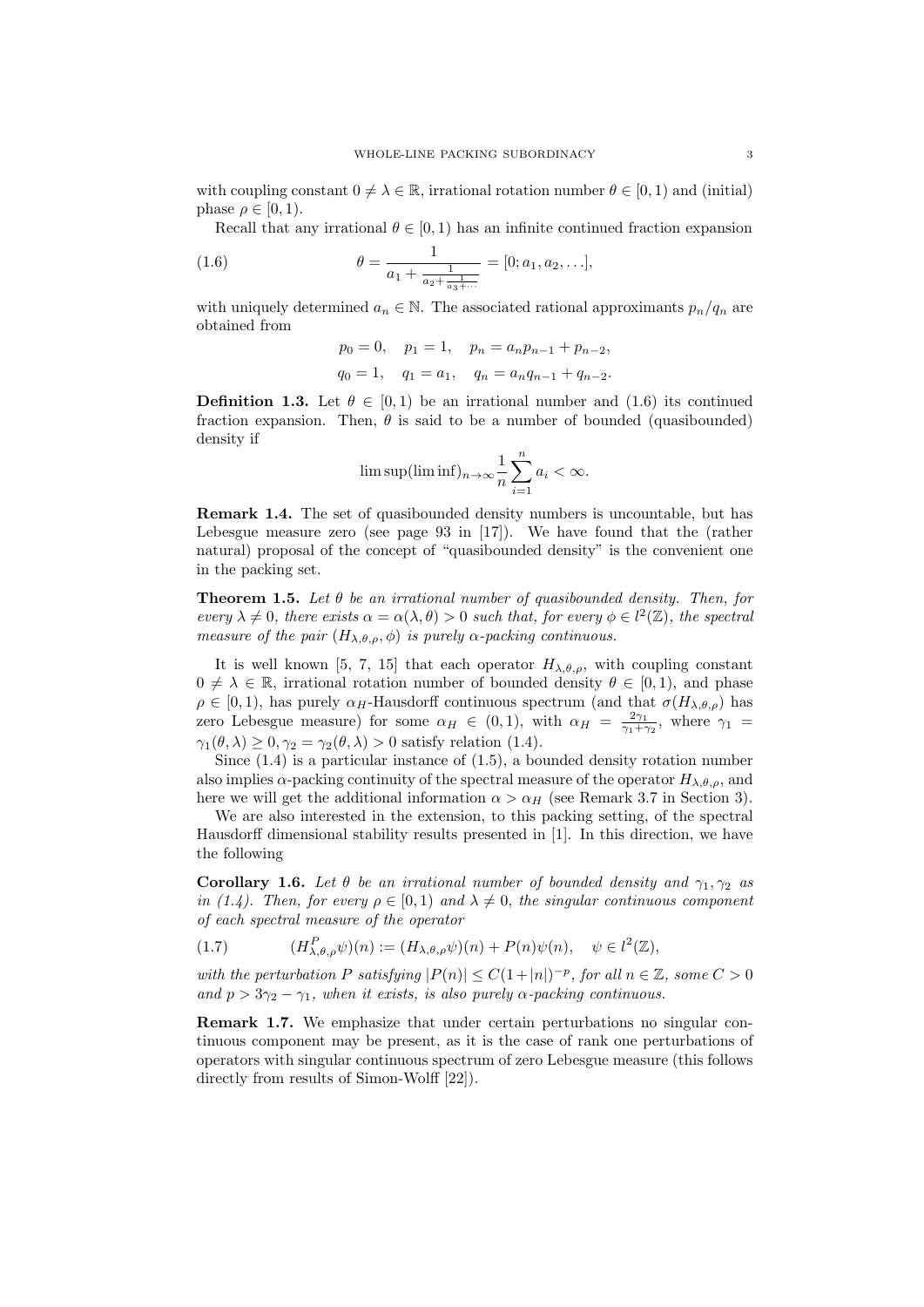with coupling constant $0 \neq \lambda \in \mathbb{R}$, irrational rotation number $\theta \in [0,1)$ and (initial) phase $\rho \in [0,1)$.

Recall that any irrational $\theta \in [0,1)$ has an infinite continued fraction expansion

$$\theta = \frac{1}{a_1 + \frac{1}{a_2 + \frac{1}{a_3 + \cdots}}} = [0; a_1, a_2, \ldots], \tag{1.6}$$

with uniquely determined $a_n \in \mathbb{N}$. The associated rational approximants $p_n/q_n$ are obtained from

$$p_0 = 0, \quad p_1 = 1, \quad p_n = a_n p_{n-1} + p_{n-2},$$

$$q_0 = 1, \quad q_1 = a_1, \quad q_n = a_n q_{n-1} + q_{n-2}.$$

**Definition 1.3.** Let $\theta \in [0,1)$ be an irrational number and (1.6) its continued fraction expansion. Then, $\theta$ is said to be a number of bounded (quasibounded) density if

$$\limsup(\liminf)_{n\to\infty} \frac{1}{n} \sum_{i=1}^{n} a_i < \infty.$$

**Remark 1.4.** The set of quasibounded density numbers is uncountable, but has Lebesgue measure zero (see page 93 in [17]). We have found that the (rather natural) proposal of the concept of "quasibounded density" is the convenient one in the packing set.

**Theorem 1.5.** *Let $\theta$ be an irrational number of quasibounded density. Then, for every $\lambda \neq 0$, there exists $\alpha = \alpha(\lambda, \theta) > 0$ such that, for every $\phi \in l^2(\mathbb{Z})$, the spectral measure of the pair $(H_{\lambda,\theta,\rho}, \phi)$ is purely $\alpha$-packing continuous.*

It is well known [5, 7, 15] that each operator $H_{\lambda,\theta,\rho}$, with coupling constant $0 \neq \lambda \in \mathbb{R}$, irrational rotation number of bounded density $\theta \in [0,1)$, and phase $\rho \in [0,1)$, has purely $\alpha_H$-Hausdorff continuous spectrum (and that $\sigma(H_{\lambda,\theta,\rho})$ has zero Lebesgue measure) for some $\alpha_H \in (0,1)$, with $\alpha_H = \frac{2\gamma_1}{\gamma_1+\gamma_2}$, where $\gamma_1 = \gamma_1(\theta,\lambda) \geq 0, \gamma_2 = \gamma_2(\theta,\lambda) > 0$ satisfy relation (1.4).

Since (1.4) is a particular instance of (1.5), a bounded density rotation number also implies $\alpha$-packing continuity of the spectral measure of the operator $H_{\lambda,\theta,\rho}$, and here we will get the additional information $\alpha > \alpha_H$ (see Remark 3.7 in Section 3).

We are also interested in the extension, to this packing setting, of the spectral Hausdorff dimensional stability results presented in [1]. In this direction, we have the following

**Corollary 1.6.** *Let $\theta$ be an irrational number of bounded density and $\gamma_1, \gamma_2$ as in (1.4). Then, for every $\rho \in [0,1)$ and $\lambda \neq 0$, the singular continuous component of each spectral measure of the operator*

$$(H^P_{\lambda,\theta,\rho}\psi)(n) := (H_{\lambda,\theta,\rho}\psi)(n) + P(n)\psi(n), \quad \psi \in l^2(\mathbb{Z}), \tag{1.7}$$

*with the perturbation $P$ satisfying $|P(n)| \leq C(1+|n|)^{-p}$, for all $n \in \mathbb{Z}$, some $C > 0$ and $p > 3\gamma_2 - \gamma_1$, when it exists, is also purely $\alpha$-packing continuous.*

**Remark 1.7.** We emphasize that under certain perturbations no singular continuous component may be present, as it is the case of rank one perturbations of operators with singular continuous spectrum of zero Lebesgue measure (this follows directly from results of Simon-Wolff [22]).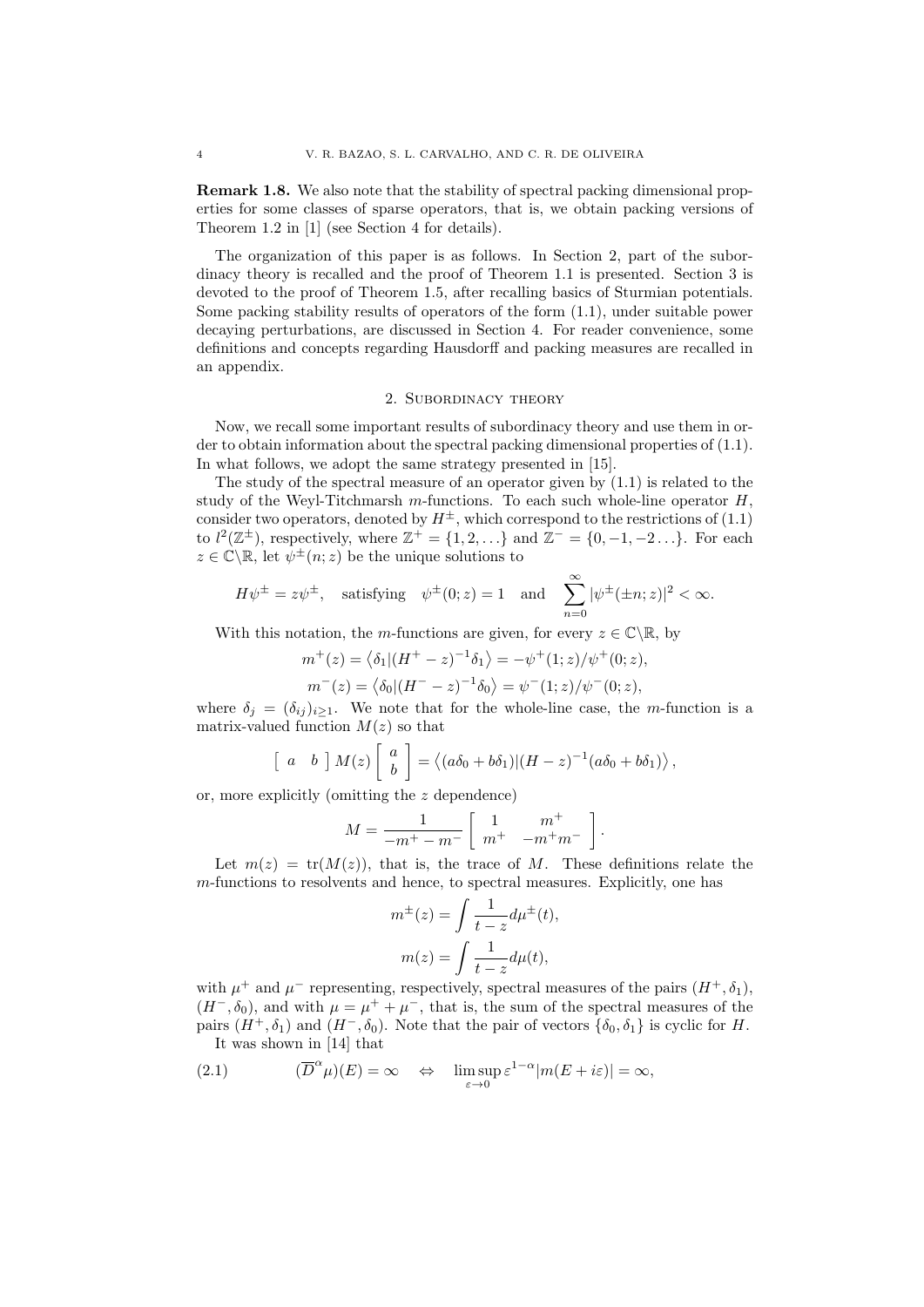**Remark 1.8.** We also note that the stability of spectral packing dimensional properties for some classes of sparse operators, that is, we obtain packing versions of Theorem 1.2 in [1] (see Section 4 for details).

The organization of this paper is as follows. In Section 2, part of the subordinacy theory is recalled and the proof of Theorem 1.1 is presented. Section 3 is devoted to the proof of Theorem 1.5, after recalling basics of Sturmian potentials. Some packing stability results of operators of the form (1.1), under suitable power decaying perturbations, are discussed in Section 4. For reader convenience, some definitions and concepts regarding Hausdorff and packing measures are recalled in an appendix.

## 2. Subordinacy theory

Now, we recall some important results of subordinacy theory and use them in order to obtain information about the spectral packing dimensional properties of (1.1). In what follows, we adopt the same strategy presented in [15].

The study of the spectral measure of an operator given by (1.1) is related to the study of the Weyl-Titchmarsh $m$-functions. To each such whole-line operator $H$, consider two operators, denoted by $H^{\pm}$, which correspond to the restrictions of (1.1) to $l^2(\mathbb{Z}^{\pm})$, respectively, where $\mathbb{Z}^{+} = \{1, 2, \ldots\}$ and $\mathbb{Z}^{-} = \{0, -1, -2\ldots\}$. For each $z \in \mathbb{C}\backslash\mathbb{R}$, let $\psi^{\pm}(n; z)$ be the unique solutions to

$$H\psi^{\pm} = z\psi^{\pm}, \quad \text{satisfying} \quad \psi^{\pm}(0; z) = 1 \quad \text{and} \quad \sum_{n=0}^{\infty} |\psi^{\pm}(\pm n; z)|^2 < \infty.$$

With this notation, the $m$-functions are given, for every $z \in \mathbb{C}\backslash\mathbb{R}$, by

$$m^{+}(z) = \left\langle \delta_1 | (H^{+} - z)^{-1} \delta_1 \right\rangle = -\psi^{+}(1; z)/\psi^{+}(0; z),$$

$$m^{-}(z) = \left\langle \delta_0 | (H^{-} - z)^{-1} \delta_0 \right\rangle = \psi^{-}(1; z)/\psi^{-}(0; z),$$

where $\delta_j = (\delta_{ij})_{i \geq 1}$. We note that for the whole-line case, the $m$-function is a matrix-valued function $M(z)$ so that

$$\begin{bmatrix} a & b \end{bmatrix} M(z) \begin{bmatrix} a \\ b \end{bmatrix} = \left\langle (a\delta_0 + b\delta_1) | (H - z)^{-1} (a\delta_0 + b\delta_1) \right\rangle,$$

or, more explicitly (omitting the $z$ dependence)

$$M = \frac{1}{-m^{+} - m^{-}} \begin{bmatrix} 1 & m^{+} \\ m^{+} & -m^{+}m^{-} \end{bmatrix}.$$

Let $m(z) = \operatorname{tr}(M(z))$, that is, the trace of $M$. These definitions relate the $m$-functions to resolvents and hence, to spectral measures. Explicitly, one has

$$m^{\pm}(z) = \int \frac{1}{t - z} d\mu^{\pm}(t),$$

$$m(z) = \int \frac{1}{t - z} d\mu(t),$$

with $\mu^{+}$ and $\mu^{-}$ representing, respectively, spectral measures of the pairs $(H^{+}, \delta_1)$, $(H^{-}, \delta_0)$, and with $\mu = \mu^{+} + \mu^{-}$, that is, the sum of the spectral measures of the pairs $(H^{+}, \delta_1)$ and $(H^{-}, \delta_0)$. Note that the pair of vectors $\{\delta_0, \delta_1\}$ is cyclic for $H$.

It was shown in [14] that

$$(\overline{D}^{\alpha}\mu)(E) = \infty \quad \Leftrightarrow \quad \limsup_{\varepsilon \to 0} \varepsilon^{1-\alpha} |m(E + i\varepsilon)| = \infty, \tag{2.1}$$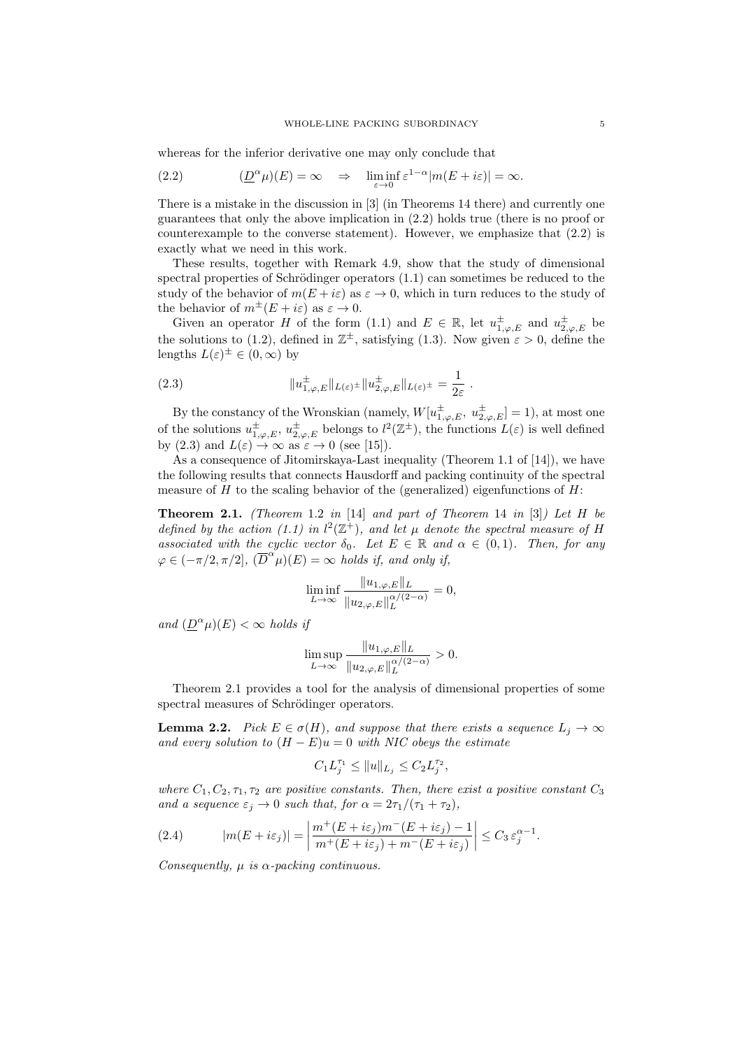whereas for the inferior derivative one may only conclude that

$$(\underline{D}^\alpha \mu)(E) = \infty \quad \Rightarrow \quad \liminf_{\varepsilon \to 0} \varepsilon^{1-\alpha} |m(E+i\varepsilon)| = \infty. \tag{2.2}$$

There is a mistake in the discussion in [3] (in Theorems 14 there) and currently one guarantees that only the above implication in (2.2) holds true (there is no proof or counterexample to the converse statement). However, we emphasize that (2.2) is exactly what we need in this work.

These results, together with Remark 4.9, show that the study of dimensional spectral properties of Schrödinger operators (1.1) can sometimes be reduced to the study of the behavior of $m(E+i\varepsilon)$ as $\varepsilon \to 0$, which in turn reduces to the study of the behavior of $m^\pm(E+i\varepsilon)$ as $\varepsilon \to 0$.

Given an operator $H$ of the form (1.1) and $E \in \mathbb{R}$, let $u^\pm_{1,\varphi,E}$ and $u^\pm_{2,\varphi,E}$ be the solutions to (1.2), defined in $\mathbb{Z}^\pm$, satisfying (1.3). Now given $\varepsilon > 0$, define the lengths $L(\varepsilon)^\pm \in (0,\infty)$ by

$$\|u^\pm_{1,\varphi,E}\|_{L(\varepsilon)^\pm} \|u^\pm_{2,\varphi,E}\|_{L(\varepsilon)^\pm} = \frac{1}{2\varepsilon}\ . \tag{2.3}$$

By the constancy of the Wronskian (namely, $W[u^\pm_{1,\varphi,E},\ u^\pm_{2,\varphi,E}] = 1$), at most one of the solutions $u^\pm_{1,\varphi,E}$, $u^\pm_{2,\varphi,E}$ belongs to $l^2(\mathbb{Z}^\pm)$, the functions $L(\varepsilon)$ is well defined by (2.3) and $L(\varepsilon) \to \infty$ as $\varepsilon \to 0$ (see [15]).

As a consequence of Jitomirskaya-Last inequality (Theorem 1.1 of [14]), we have the following results that connects Hausdorff and packing continuity of the spectral measure of $H$ to the scaling behavior of the (generalized) eigenfunctions of $H$:

**Theorem 2.1.** *(Theorem 1.2 in [14] and part of Theorem 14 in [3]) Let $H$ be defined by the action (1.1) in $l^2(\mathbb{Z}^+)$, and let $\mu$ denote the spectral measure of $H$ associated with the cyclic vector $\delta_0$. Let $E \in \mathbb{R}$ and $\alpha \in (0,1)$. Then, for any $\varphi \in (-\pi/2, \pi/2]$, $(\overline{D}^\alpha \mu)(E) = \infty$ holds if, and only if,*

$$\liminf_{L\to\infty} \frac{\|u_{1,\varphi,E}\|_L}{\|u_{2,\varphi,E}\|_L^{\alpha/(2-\alpha)}} = 0,$$

*and $(\underline{D}^\alpha \mu)(E) < \infty$ holds if*

$$\limsup_{L\to\infty} \frac{\|u_{1,\varphi,E}\|_L}{\|u_{2,\varphi,E}\|_L^{\alpha/(2-\alpha)}} > 0.$$

Theorem 2.1 provides a tool for the analysis of dimensional properties of some spectral measures of Schrödinger operators.

**Lemma 2.2.** *Pick $E \in \sigma(H)$, and suppose that there exists a sequence $L_j \to \infty$ and every solution to $(H-E)u = 0$ with NIC obeys the estimate*

$$C_1 L_j^{\tau_1} \le \|u\|_{L_j} \le C_2 L_j^{\tau_2},$$

*where $C_1, C_2, \tau_1, \tau_2$ are positive constants. Then, there exist a positive constant $C_3$ and a sequence $\varepsilon_j \to 0$ such that, for $\alpha = 2\tau_1/(\tau_1+\tau_2)$,*

$$|m(E+i\varepsilon_j)| = \left| \frac{m^+(E+i\varepsilon_j)m^-(E+i\varepsilon_j) - 1}{m^+(E+i\varepsilon_j) + m^-(E+i\varepsilon_j)} \right| \le C_3\, \varepsilon_j^{\alpha-1}. \tag{2.4}$$

*Consequently, $\mu$ is $\alpha$-packing continuous.*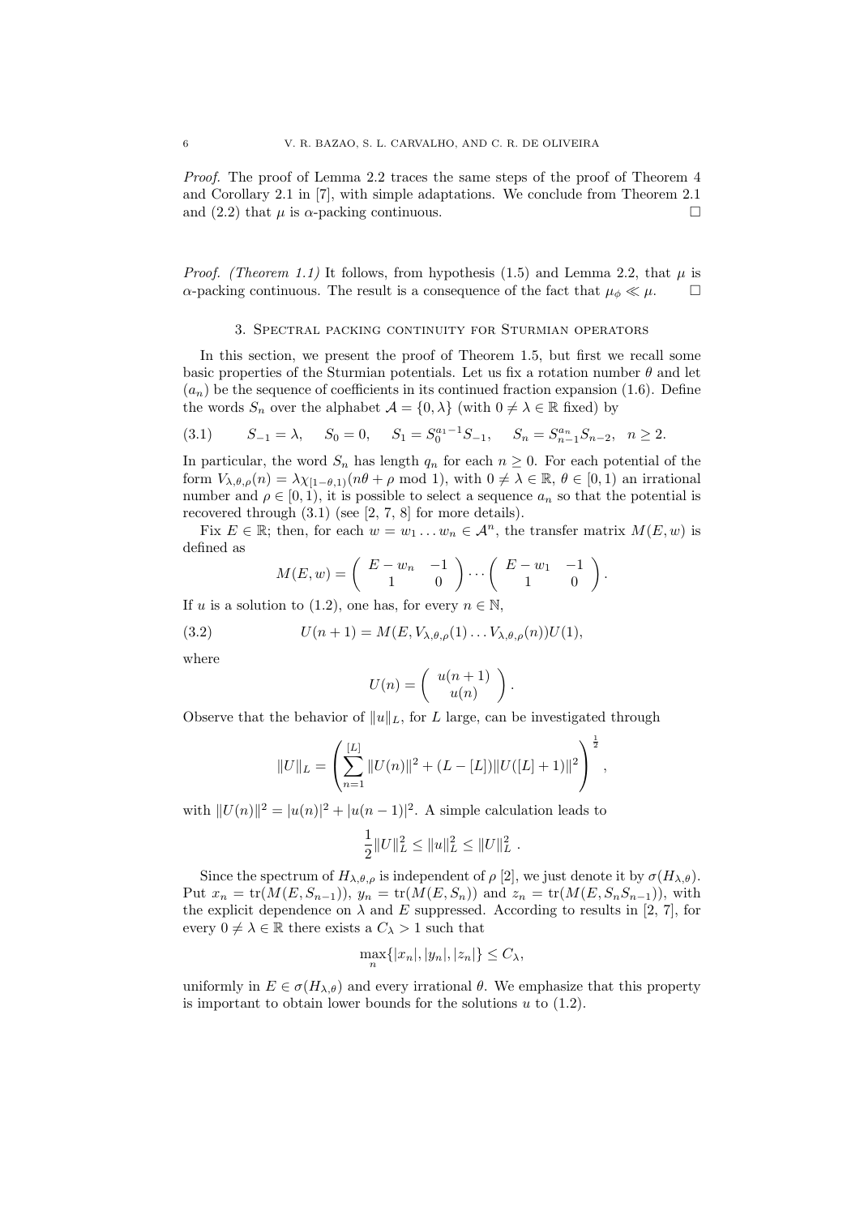*Proof.* The proof of Lemma 2.2 traces the same steps of the proof of Theorem 4 and Corollary 2.1 in [7], with simple adaptations. We conclude from Theorem 2.1 and (2.2) that $\mu$ is $\alpha$-packing continuous. $\square$

*Proof. (Theorem 1.1)* It follows, from hypothesis (1.5) and Lemma 2.2, that $\mu$ is $\alpha$-packing continuous. The result is a consequence of the fact that $\mu_\phi \ll \mu$. $\square$

## 3. Spectral packing continuity for Sturmian operators

In this section, we present the proof of Theorem 1.5, but first we recall some basic properties of the Sturmian potentials. Let us fix a rotation number $\theta$ and let $(a_n)$ be the sequence of coefficients in its continued fraction expansion (1.6). Define the words $S_n$ over the alphabet $\mathcal{A} = \{0, \lambda\}$ (with $0 \neq \lambda \in \mathbb{R}$ fixed) by

$$S_{-1} = \lambda, \quad S_0 = 0, \quad S_1 = S_0^{a_1 - 1} S_{-1}, \quad S_n = S_{n-1}^{a_n} S_{n-2}, \quad n \geq 2. \tag{3.1}$$

In particular, the word $S_n$ has length $q_n$ for each $n \geq 0$. For each potential of the form $V_{\lambda,\theta,\rho}(n) = \lambda \chi_{[1-\theta,1)}(n\theta + \rho \bmod 1)$, with $0 \neq \lambda \in \mathbb{R}$, $\theta \in [0, 1)$ an irrational number and $\rho \in [0, 1)$, it is possible to select a sequence $a_n$ so that the potential is recovered through (3.1) (see [2, 7, 8] for more details).

Fix $E \in \mathbb{R}$; then, for each $w = w_1 \ldots w_n \in \mathcal{A}^n$, the transfer matrix $M(E, w)$ is defined as

$$M(E, w) = \begin{pmatrix} E - w_n & -1 \\ 1 & 0 \end{pmatrix} \cdots \begin{pmatrix} E - w_1 & -1 \\ 1 & 0 \end{pmatrix}.$$

If $u$ is a solution to (1.2), one has, for every $n \in \mathbb{N}$,

$$U(n+1) = M(E, V_{\lambda,\theta,\rho}(1) \ldots V_{\lambda,\theta,\rho}(n)) U(1), \tag{3.2}$$

where

$$U(n) = \begin{pmatrix} u(n+1) \\ u(n) \end{pmatrix}.$$

Observe that the behavior of $\|u\|_L$, for $L$ large, can be investigated through

$$\|U\|_L = \left( \sum_{n=1}^{[L]} \|U(n)\|^2 + (L - [L]) \|U([L]+1)\|^2 \right)^{\frac{1}{2}},$$

with $\|U(n)\|^2 = |u(n)|^2 + |u(n-1)|^2$. A simple calculation leads to

$$\frac{1}{2} \|U\|_L^2 \leq \|u\|_L^2 \leq \|U\|_L^2 .$$

Since the spectrum of $H_{\lambda,\theta,\rho}$ is independent of $\rho$ [2], we just denote it by $\sigma(H_{\lambda,\theta})$. Put $x_n = \operatorname{tr}(M(E, S_{n-1}))$, $y_n = \operatorname{tr}(M(E, S_n))$ and $z_n = \operatorname{tr}(M(E, S_n S_{n-1}))$, with the explicit dependence on $\lambda$ and $E$ suppressed. According to results in [2, 7], for every $0 \neq \lambda \in \mathbb{R}$ there exists a $C_\lambda > 1$ such that

$$\max_n \{|x_n|, |y_n|, |z_n|\} \leq C_\lambda,$$

uniformly in $E \in \sigma(H_{\lambda,\theta})$ and every irrational $\theta$. We emphasize that this property is important to obtain lower bounds for the solutions $u$ to (1.2).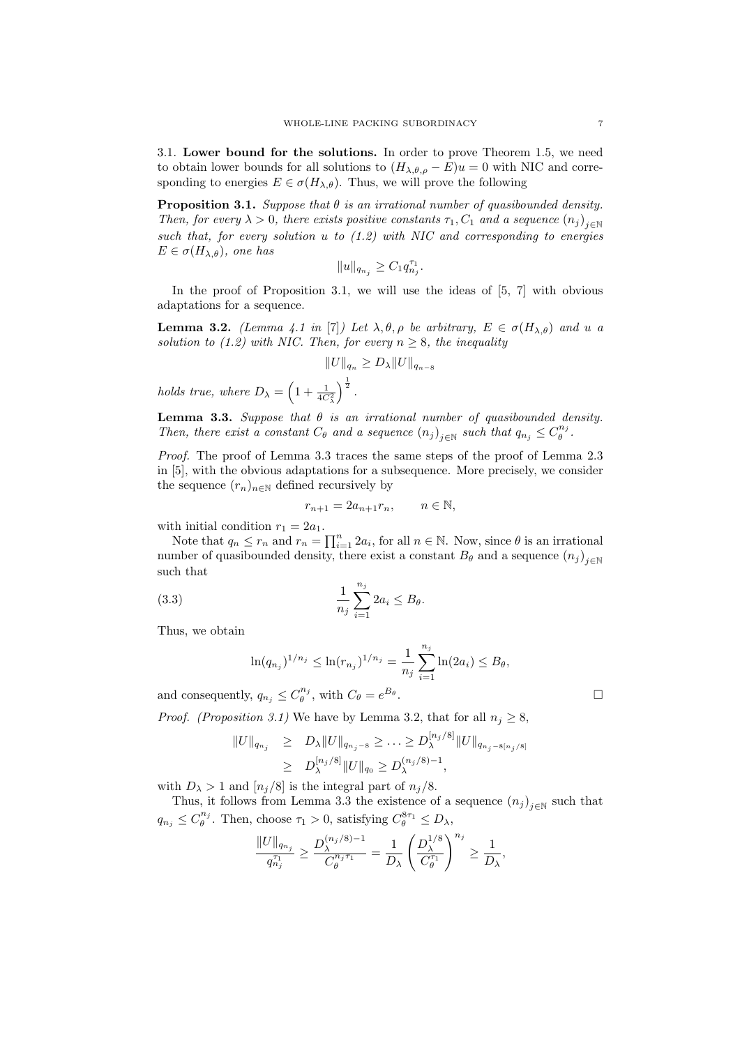3.1. **Lower bound for the solutions.** In order to prove Theorem 1.5, we need to obtain lower bounds for all solutions to $(H_{\lambda,\theta,\rho} - E)u = 0$ with NIC and corresponding to energies $E \in \sigma(H_{\lambda,\theta})$. Thus, we will prove the following

**Proposition 3.1.** *Suppose that $\theta$ is an irrational number of quasibounded density. Then, for every $\lambda > 0$, there exists positive constants $\tau_1, C_1$ and a sequence $(n_j)_{j\in\mathbb{N}}$ such that, for every solution $u$ to (1.2) with NIC and corresponding to energies $E \in \sigma(H_{\lambda,\theta})$, one has*

$$\|u\|_{q_{n_j}} \geq C_1 q_{n_j}^{\tau_1}.$$

In the proof of Proposition 3.1, we will use the ideas of [5, 7] with obvious adaptations for a sequence.

**Lemma 3.2.** *(Lemma 4.1 in [7]) Let $\lambda, \theta, \rho$ be arbitrary, $E \in \sigma(H_{\lambda,\theta})$ and $u$ a solution to (1.2) with NIC. Then, for every $n \geq 8$, the inequality*

$$\|U\|_{q_n} \geq D_\lambda \|U\|_{q_{n-8}}$$

*holds true, where $D_\lambda = \left(1 + \frac{1}{4C_\lambda^2}\right)^{\frac{1}{2}}$.*

**Lemma 3.3.** *Suppose that $\theta$ is an irrational number of quasibounded density. Then, there exist a constant $C_\theta$ and a sequence $(n_j)_{j\in\mathbb{N}}$ such that $q_{n_j} \leq C_\theta^{n_j}$.*

*Proof.* The proof of Lemma 3.3 traces the same steps of the proof of Lemma 2.3 in [5], with the obvious adaptations for a subsequence. More precisely, we consider the sequence $(r_n)_{n\in\mathbb{N}}$ defined recursively by

$$r_{n+1} = 2a_{n+1} r_n, \qquad n \in \mathbb{N},$$

with initial condition $r_1 = 2a_1$.

Note that $q_n \leq r_n$ and $r_n = \prod_{i=1}^{n} 2a_i$, for all $n \in \mathbb{N}$. Now, since $\theta$ is an irrational number of quasibounded density, there exist a constant $B_\theta$ and a sequence $(n_j)_{j\in\mathbb{N}}$ such that

$$\frac{1}{n_j} \sum_{i=1}^{n_j} 2a_i \leq B_\theta. \tag{3.3}$$

Thus, we obtain

$$\ln(q_{n_j})^{1/n_j} \leq \ln(r_{n_j})^{1/n_j} = \frac{1}{n_j} \sum_{i=1}^{n_j} \ln(2a_i) \leq B_\theta,$$

and consequently, $q_{n_j} \leq C_\theta^{n_j}$, with $C_\theta = e^{B_\theta}$. $\square$

*Proof. (Proposition 3.1)* We have by Lemma 3.2, that for all $n_j \geq 8$,

$$\begin{aligned}
\|U\|_{q_{n_j}} &\geq D_\lambda \|U\|_{q_{n_j-8}} \geq \ldots \geq D_\lambda^{[n_j/8]} \|U\|_{q_{n_j - 8[n_j/8]}} \\
&\geq D_\lambda^{[n_j/8]} \|U\|_{q_0} \geq D_\lambda^{(n_j/8)-1},
\end{aligned}$$

with $D_\lambda > 1$ and $[n_j/8]$ is the integral part of $n_j/8$.

Thus, it follows from Lemma 3.3 the existence of a sequence $(n_j)_{j\in\mathbb{N}}$ such that $q_{n_j} \leq C_\theta^{n_j}$. Then, choose $\tau_1 > 0$, satisfying $C_\theta^{8\tau_1} \leq D_\lambda$,

$$\frac{\|U\|_{q_{n_j}}}{q_{n_j}^{\tau_1}} \geq \frac{D_\lambda^{(n_j/8)-1}}{C_\theta^{n_j \tau_1}} = \frac{1}{D_\lambda} \left( \frac{D_\lambda^{1/8}}{C_\theta^{\tau_1}} \right)^{n_j} \geq \frac{1}{D_\lambda},$$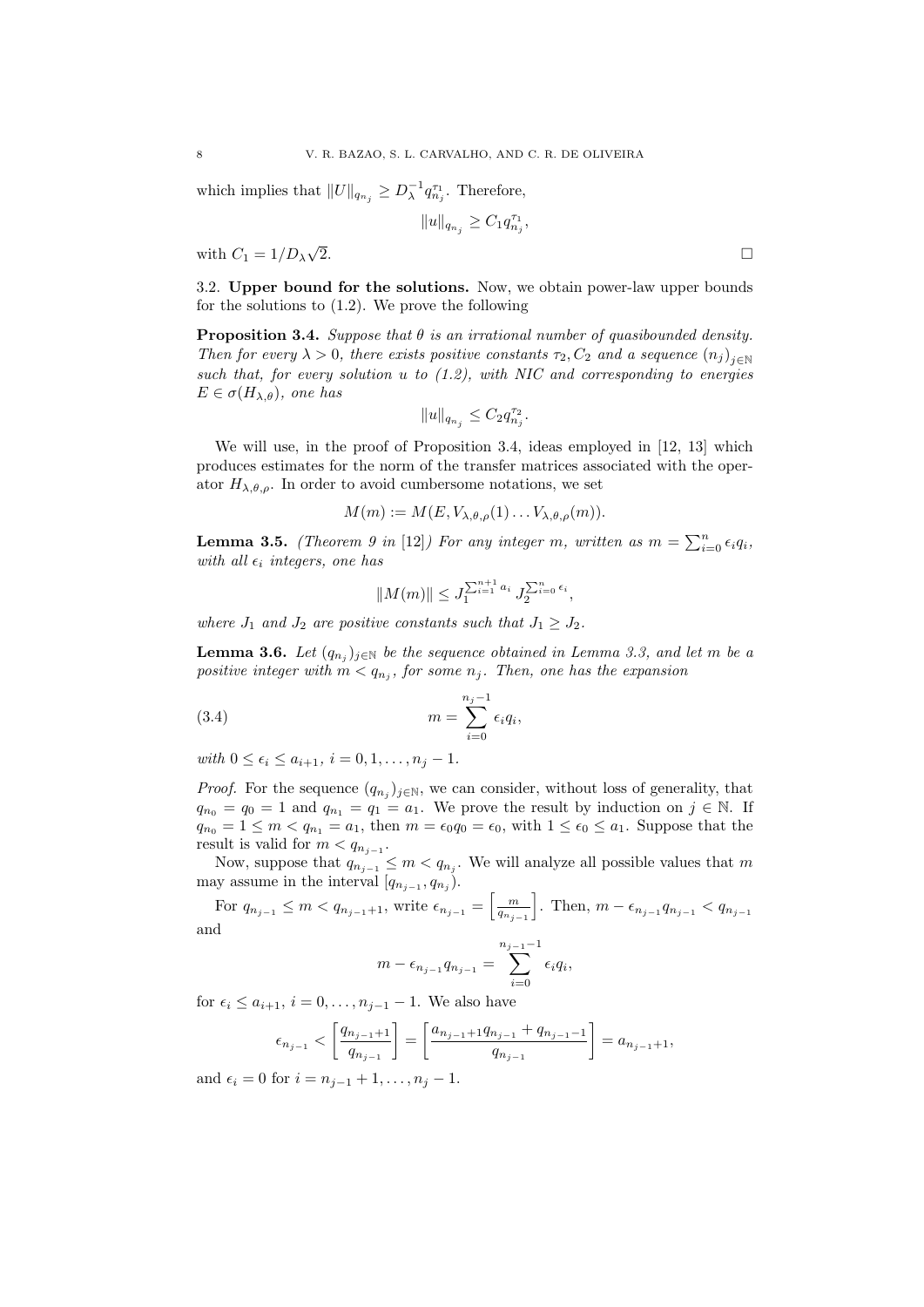which implies that $\|U\|_{q_{n_j}} \geq D_\lambda^{-1} q_{n_j}^{\tau_1}$. Therefore,

$$\|u\|_{q_{n_j}} \geq C_1 q_{n_j}^{\tau_1},$$

with $C_1 = 1/D_\lambda\sqrt{2}$. $\square$

3.2. **Upper bound for the solutions.** Now, we obtain power-law upper bounds for the solutions to (1.2). We prove the following

**Proposition 3.4.** *Suppose that $\theta$ is an irrational number of quasibounded density. Then for every $\lambda > 0$, there exists positive constants $\tau_2, C_2$ and a sequence $(n_j)_{j\in\mathbb{N}}$ such that, for every solution $u$ to (1.2), with NIC and corresponding to energies $E \in \sigma(H_{\lambda,\theta})$, one has*

$$\|u\|_{q_{n_j}} \leq C_2 q_{n_j}^{\tau_2}.$$

We will use, in the proof of Proposition 3.4, ideas employed in [12, 13] which produces estimates for the norm of the transfer matrices associated with the operator $H_{\lambda,\theta,\rho}$. In order to avoid cumbersome notations, we set

$$M(m) := M(E, V_{\lambda,\theta,\rho}(1)\ldots V_{\lambda,\theta,\rho}(m)).$$

**Lemma 3.5.** *(Theorem 9 in [12]) For any integer $m$, written as $m = \sum_{i=0}^{n} \epsilon_i q_i$, with all $\epsilon_i$ integers, one has*

$$\|M(m)\| \leq J_1^{\sum_{i=1}^{n+1} a_i} J_2^{\sum_{i=0}^{n} \epsilon_i},$$

*where $J_1$ and $J_2$ are positive constants such that $J_1 \geq J_2$.*

**Lemma 3.6.** *Let $(q_{n_j})_{j\in\mathbb{N}}$ be the sequence obtained in Lemma 3.3, and let $m$ be a positive integer with $m < q_{n_j}$, for some $n_j$. Then, one has the expansion*

$$m = \sum_{i=0}^{n_j-1} \epsilon_i q_i, \tag{3.4}$$

*with $0 \leq \epsilon_i \leq a_{i+1}$, $i = 0, 1, \ldots, n_j - 1$.*

*Proof.* For the sequence $(q_{n_j})_{j\in\mathbb{N}}$, we can consider, without loss of generality, that $q_{n_0} = q_0 = 1$ and $q_{n_1} = q_1 = a_1$. We prove the result by induction on $j \in \mathbb{N}$. If $q_{n_0} = 1 \leq m < q_{n_1} = a_1$, then $m = \epsilon_0 q_0 = \epsilon_0$, with $1 \leq \epsilon_0 \leq a_1$. Suppose that the result is valid for $m < q_{n_{j-1}}$.

Now, suppose that $q_{n_{j-1}} \leq m < q_{n_j}$. We will analyze all possible values that $m$ may assume in the interval $[q_{n_{j-1}}, q_{n_j})$.

For $q_{n_{j-1}} \leq m < q_{n_{j-1}+1}$, write $\epsilon_{n_{j-1}} = \left[\frac{m}{q_{n_{j-1}}}\right]$. Then, $m - \epsilon_{n_{j-1}} q_{n_{j-1}} < q_{n_{j-1}}$ and

$$m - \epsilon_{n_{j-1}} q_{n_{j-1}} = \sum_{i=0}^{n_{j-1}-1} \epsilon_i q_i,$$

for $\epsilon_i \leq a_{i+1}$, $i = 0, \ldots, n_{j-1} - 1$. We also have

$$\epsilon_{n_{j-1}} < \left[\frac{q_{n_{j-1}+1}}{q_{n_{j-1}}}\right] = \left[\frac{a_{n_{j-1}+1} q_{n_{j-1}} + q_{n_{j-1}-1}}{q_{n_{j-1}}}\right] = a_{n_{j-1}+1},$$

and $\epsilon_i = 0$ for $i = n_{j-1} + 1, \ldots, n_j - 1$.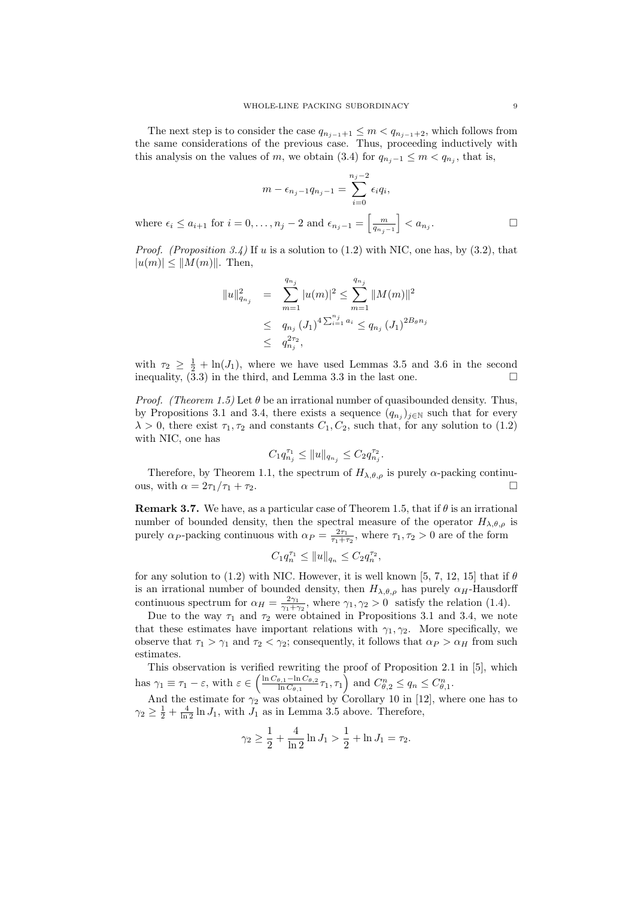The next step is to consider the case $q_{n_{j-1}+1} \leq m < q_{n_{j-1}+2}$, which follows from the same considerations of the previous case. Thus, proceeding inductively with this analysis on the values of $m$, we obtain (3.4) for $q_{n_j-1} \leq m < q_{n_j}$, that is,

$$m - \epsilon_{n_j-1} q_{n_j-1} = \sum_{i=0}^{n_j-2} \epsilon_i q_i,$$

where $\epsilon_i \leq a_{i+1}$ for $i = 0, \ldots, n_j - 2$ and $\epsilon_{n_j-1} = \left[\frac{m}{q_{n_j-1}}\right] < a_{n_j}$. $\square$

*Proof. (Proposition 3.4)* If $u$ is a solution to (1.2) with NIC, one has, by (3.2), that $|u(m)| \leq \|M(m)\|$. Then,

$$\begin{aligned}
\|u\|_{q_{n_j}}^2 &= \sum_{m=1}^{q_{n_j}} |u(m)|^2 \leq \sum_{m=1}^{q_{n_j}} \|M(m)\|^2 \\
&\leq q_{n_j} (J_1)^{4 \sum_{i=1}^{n_j} a_i} \leq q_{n_j} (J_1)^{2B_\theta n_j} \\
&\leq q_{n_j}^{2\tau_2},
\end{aligned}$$

with $\tau_2 \geq \frac{1}{2} + \ln(J_1)$, where we have used Lemmas 3.5 and 3.6 in the second inequality, (3.3) in the third, and Lemma 3.3 in the last one. $\square$

*Proof. (Theorem 1.5)* Let $\theta$ be an irrational number of quasibounded density. Thus, by Propositions 3.1 and 3.4, there exists a sequence $(q_{n_j})_{j \in \mathbb{N}}$ such that for every $\lambda > 0$, there exist $\tau_1, \tau_2$ and constants $C_1, C_2$, such that, for any solution to (1.2) with NIC, one has

$$C_1 q_{n_j}^{\tau_1} \leq \|u\|_{q_{n_j}} \leq C_2 q_{n_j}^{\tau_2}.$$

Therefore, by Theorem 1.1, the spectrum of $H_{\lambda,\theta,\rho}$ is purely $\alpha$-packing continuous, with $\alpha = 2\tau_1/\tau_1 + \tau_2$. $\square$

**Remark 3.7.** We have, as a particular case of Theorem 1.5, that if $\theta$ is an irrational number of bounded density, then the spectral measure of the operator $H_{\lambda,\theta,\rho}$ is purely $\alpha_P$-packing continuous with $\alpha_P = \frac{2\tau_1}{\tau_1+\tau_2}$, where $\tau_1, \tau_2 > 0$ are of the form

$$C_1 q_n^{\tau_1} \leq \|u\|_{q_n} \leq C_2 q_n^{\tau_2},$$

for any solution to (1.2) with NIC. However, it is well known [5, 7, 12, 15] that if $\theta$ is an irrational number of bounded density, then $H_{\lambda,\theta,\rho}$ has purely $\alpha_H$-Hausdorff continuous spectrum for $\alpha_H = \frac{2\gamma_1}{\gamma_1+\gamma_2}$, where $\gamma_1, \gamma_2 > 0$ satisfy the relation (1.4).

Due to the way $\tau_1$ and $\tau_2$ were obtained in Propositions 3.1 and 3.4, we note that these estimates have important relations with $\gamma_1, \gamma_2$. More specifically, we observe that $\tau_1 > \gamma_1$ and $\tau_2 < \gamma_2$; consequently, it follows that $\alpha_P > \alpha_H$ from such estimates.

This observation is verified rewriting the proof of Proposition 2.1 in [5], which has $\gamma_1 \equiv \tau_1 - \varepsilon$, with $\varepsilon \in \left(\frac{\ln C_{\theta,1} - \ln C_{\theta,2}}{\ln C_{\theta,1}} \tau_1, \tau_1\right)$ and $C_{\theta,2}^n \leq q_n \leq C_{\theta,1}^n$.

And the estimate for $\gamma_2$ was obtained by Corollary 10 in [12], where one has to $\gamma_2 \geq \frac{1}{2} + \frac{4}{\ln 2} \ln J_1$, with $J_1$ as in Lemma 3.5 above. Therefore,

$$\gamma_2 \geq \frac{1}{2} + \frac{4}{\ln 2} \ln J_1 > \frac{1}{2} + \ln J_1 = \tau_2.$$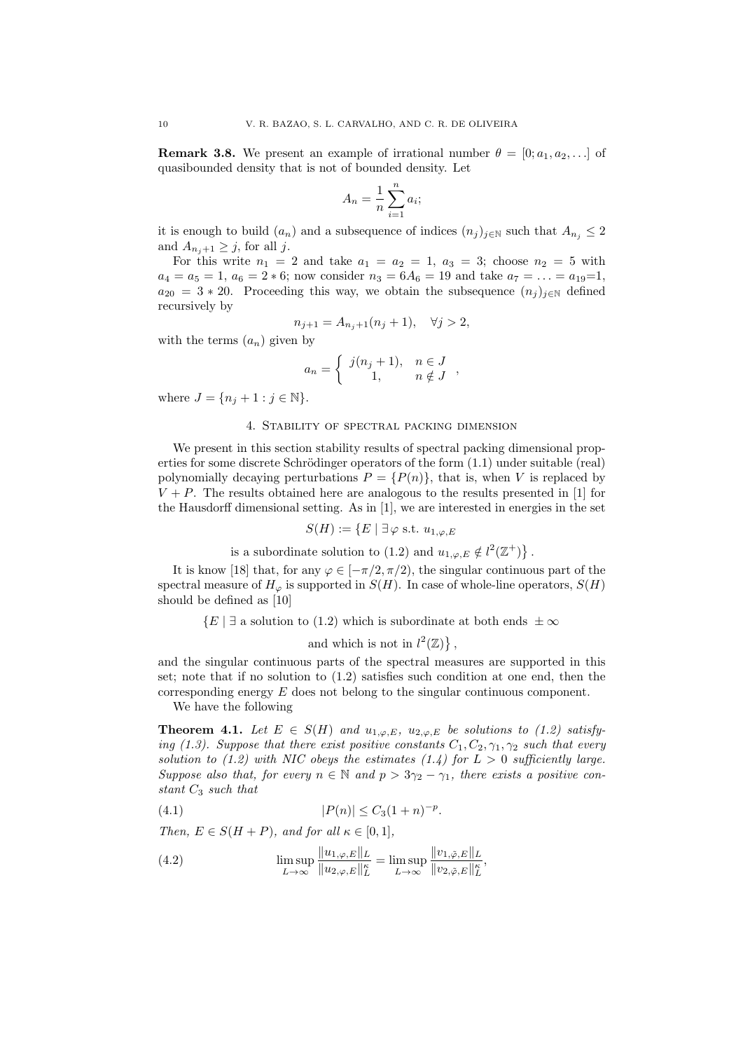**Remark 3.8.** We present an example of irrational number $\theta = [0; a_1, a_2, \ldots]$ of quasibounded density that is not of bounded density. Let

$$A_n = \frac{1}{n}\sum_{i=1}^{n} a_i;$$

it is enough to build $(a_n)$ and a subsequence of indices $(n_j)_{j\in\mathbb{N}}$ such that $A_{n_j} \le 2$ and $A_{n_j+1} \ge j$, for all $j$.

For this write $n_1 = 2$ and take $a_1 = a_2 = 1$, $a_3 = 3$; choose $n_2 = 5$ with $a_4 = a_5 = 1$, $a_6 = 2 * 6$; now consider $n_3 = 6A_6 = 19$ and take $a_7 = \ldots = a_{19}$=1, $a_{20} = 3 * 20$. Proceeding this way, we obtain the subsequence $(n_j)_{j\in\mathbb{N}}$ defined recursively by

$$n_{j+1} = A_{n_j+1}(n_j + 1), \quad \forall j > 2,$$

with the terms $(a_n)$ given by

$$a_n = \left\{ \begin{array}{cc} j(n_j+1), & n \in J \\ 1, & n \notin J \end{array} \right. ,$$

where $J = \{n_j + 1 : j \in \mathbb{N}\}$.

## 4. Stability of spectral packing dimension

We present in this section stability results of spectral packing dimensional properties for some discrete Schrödinger operators of the form (1.1) under suitable (real) polynomially decaying perturbations $P = \{P(n)\}$, that is, when $V$ is replaced by $V + P$. The results obtained here are analogous to the results presented in [1] for the Hausdorff dimensional setting. As in [1], we are interested in energies in the set

$$S(H) := \{E \mid \exists \varphi \text{ s.t. } u_{1,\varphi,E} \text{ is a subordinate solution to (1.2) and } u_{1,\varphi,E} \notin l^2(\mathbb{Z}^+)\}.$$

It is know [18] that, for any $\varphi \in [-\pi/2, \pi/2)$, the singular continuous part of the spectral measure of $H_\varphi$ is supported in $S(H)$. In case of whole-line operators, $S(H)$ should be defined as [10]

$$\{E \mid \exists \text{ a solution to (1.2) which is subordinate at both ends } \pm\infty \text{ and which is not in } l^2(\mathbb{Z})\},$$

and the singular continuous parts of the spectral measures are supported in this set; note that if no solution to (1.2) satisfies such condition at one end, then the corresponding energy $E$ does not belong to the singular continuous component.

We have the following

**Theorem 4.1.** *Let $E \in S(H)$ and $u_{1,\varphi,E}$, $u_{2,\varphi,E}$ be solutions to (1.2) satisfying (1.3). Suppose that there exist positive constants $C_1, C_2, \gamma_1, \gamma_2$ such that every solution to (1.2) with NIC obeys the estimates (1.4) for $L > 0$ sufficiently large. Suppose also that, for every $n \in \mathbb{N}$ and $p > 3\gamma_2 - \gamma_1$, there exists a positive constant $C_3$ such that*

$$|P(n)| \le C_3(1+n)^{-p}. \tag{4.1}$$

*Then, $E \in S(H + P)$, and for all $\kappa \in [0, 1]$,*

$$\limsup_{L\to\infty} \frac{\|u_{1,\varphi,E}\|_L}{\|u_{2,\varphi,E}\|_L^{\kappa}} = \limsup_{L\to\infty} \frac{\|v_{1,\tilde{\varphi},E}\|_L}{\|v_{2,\tilde{\varphi},E}\|_L^{\kappa}}, \tag{4.2}$$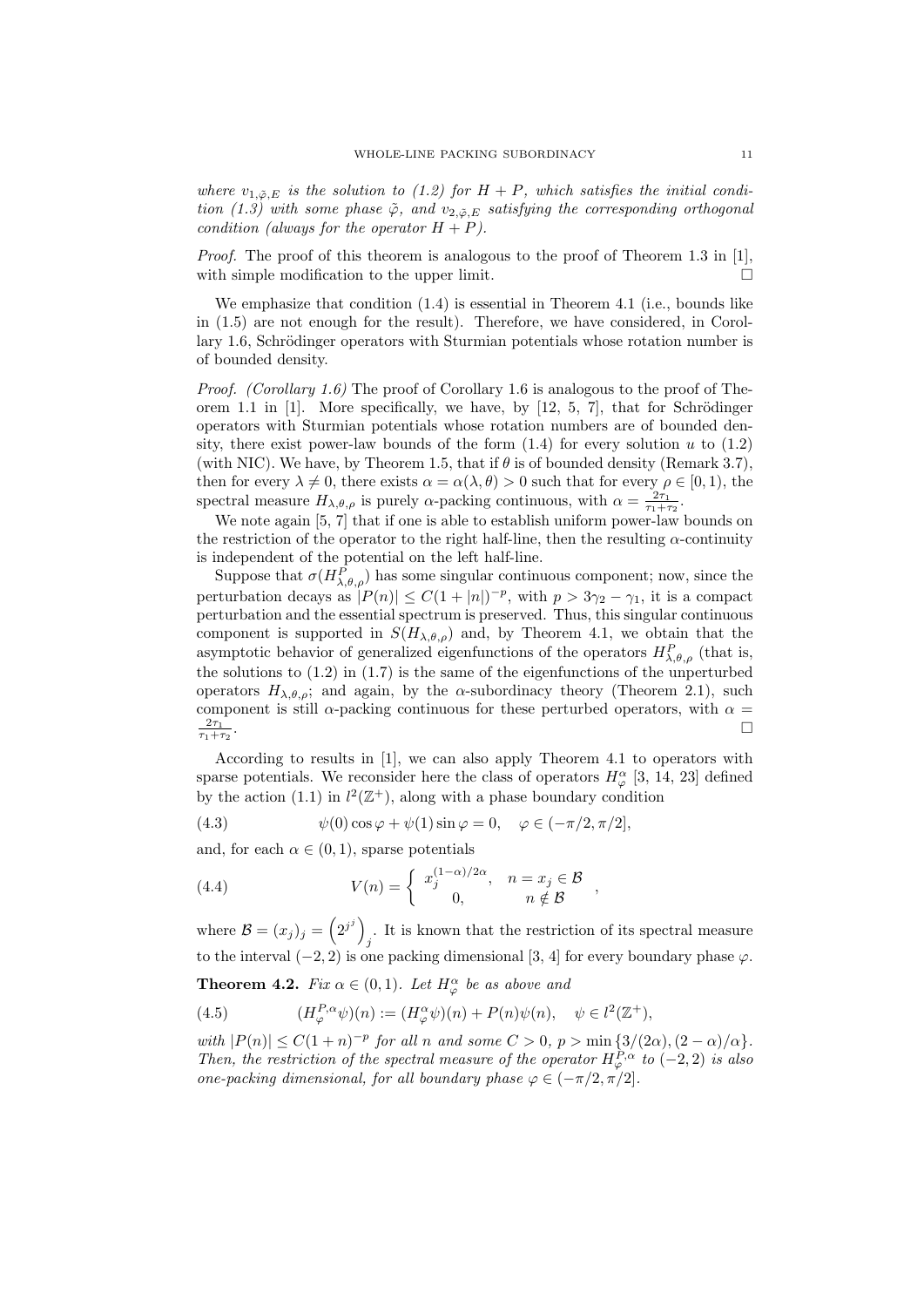*where $v_{1,\tilde{\varphi},E}$ is the solution to (1.2) for $H + P$, which satisfies the initial condition (1.3) with some phase $\tilde{\varphi}$, and $v_{2,\tilde{\varphi},E}$ satisfying the corresponding orthogonal condition (always for the operator $H + P$).*

*Proof.* The proof of this theorem is analogous to the proof of Theorem 1.3 in [1], with simple modification to the upper limit. □

We emphasize that condition (1.4) is essential in Theorem 4.1 (i.e., bounds like in (1.5) are not enough for the result). Therefore, we have considered, in Corollary 1.6, Schrödinger operators with Sturmian potentials whose rotation number is of bounded density.

*Proof. (Corollary 1.6)* The proof of Corollary 1.6 is analogous to the proof of Theorem 1.1 in [1]. More specifically, we have, by [12, 5, 7], that for Schrödinger operators with Sturmian potentials whose rotation numbers are of bounded density, there exist power-law bounds of the form (1.4) for every solution $u$ to (1.2) (with NIC). We have, by Theorem 1.5, that if $\theta$ is of bounded density (Remark 3.7), then for every $\lambda \neq 0$, there exists $\alpha = \alpha(\lambda, \theta) > 0$ such that for every $\rho \in [0, 1)$, the spectral measure $H_{\lambda,\theta,\rho}$ is purely $\alpha$-packing continuous, with $\alpha = \frac{2\tau_1}{\tau_1+\tau_2}$.

We note again [5, 7] that if one is able to establish uniform power-law bounds on the restriction of the operator to the right half-line, then the resulting $\alpha$-continuity is independent of the potential on the left half-line.

Suppose that $\sigma(H^P_{\lambda,\theta,\rho})$ has some singular continuous component; now, since the perturbation decays as $|P(n)| \leq C(1 + |n|)^{-p}$, with $p > 3\gamma_2 - \gamma_1$, it is a compact perturbation and the essential spectrum is preserved. Thus, this singular continuous component is supported in $S(H_{\lambda,\theta,\rho})$ and, by Theorem 4.1, we obtain that the asymptotic behavior of generalized eigenfunctions of the operators $H^P_{\lambda,\theta,\rho}$ (that is, the solutions to (1.2) in (1.7) is the same of the eigenfunctions of the unperturbed operators $H_{\lambda,\theta,\rho}$; and again, by the $\alpha$-subordinacy theory (Theorem 2.1), such component is still $\alpha$-packing continuous for these perturbed operators, with $\alpha = \frac{2\tau_1}{\tau_1+\tau_2}$. □

According to results in [1], we can also apply Theorem 4.1 to operators with sparse potentials. We reconsider here the class of operators $H^\alpha_\varphi$ [3, 14, 23] defined by the action (1.1) in $l^2(\mathbb{Z}^+)$, along with a phase boundary condition

$$\psi(0)\cos\varphi + \psi(1)\sin\varphi = 0, \quad \varphi \in (-\pi/2, \pi/2], \tag{4.3}$$

and, for each $\alpha \in (0, 1)$, sparse potentials

$$V(n) = \begin{cases} x_j^{(1-\alpha)/2\alpha}, & n = x_j \in \mathcal{B} \\ 0, & n \notin \mathcal{B} \end{cases}, \tag{4.4}$$

where $\mathcal{B} = (x_j)_j = \left(2^{j^j}\right)_j$. It is known that the restriction of its spectral measure to the interval $(-2, 2)$ is one packing dimensional [3, 4] for every boundary phase $\varphi$.

**Theorem 4.2.** *Fix $\alpha \in (0, 1)$. Let $H^\alpha_\varphi$ be as above and*

$$(H^{P,\alpha}_\varphi \psi)(n) := (H^\alpha_\varphi \psi)(n) + P(n)\psi(n), \quad \psi \in l^2(\mathbb{Z}^+), \tag{4.5}$$

*with $|P(n)| \leq C(1 + n)^{-p}$ for all $n$ and some $C > 0$, $p > \min\{3/(2\alpha), (2 - \alpha)/\alpha\}$. Then, the restriction of the spectral measure of the operator $H^{P,\alpha}_\varphi$ to $(-2, 2)$ is also one-packing dimensional, for all boundary phase $\varphi \in (-\pi/2, \pi/2]$.*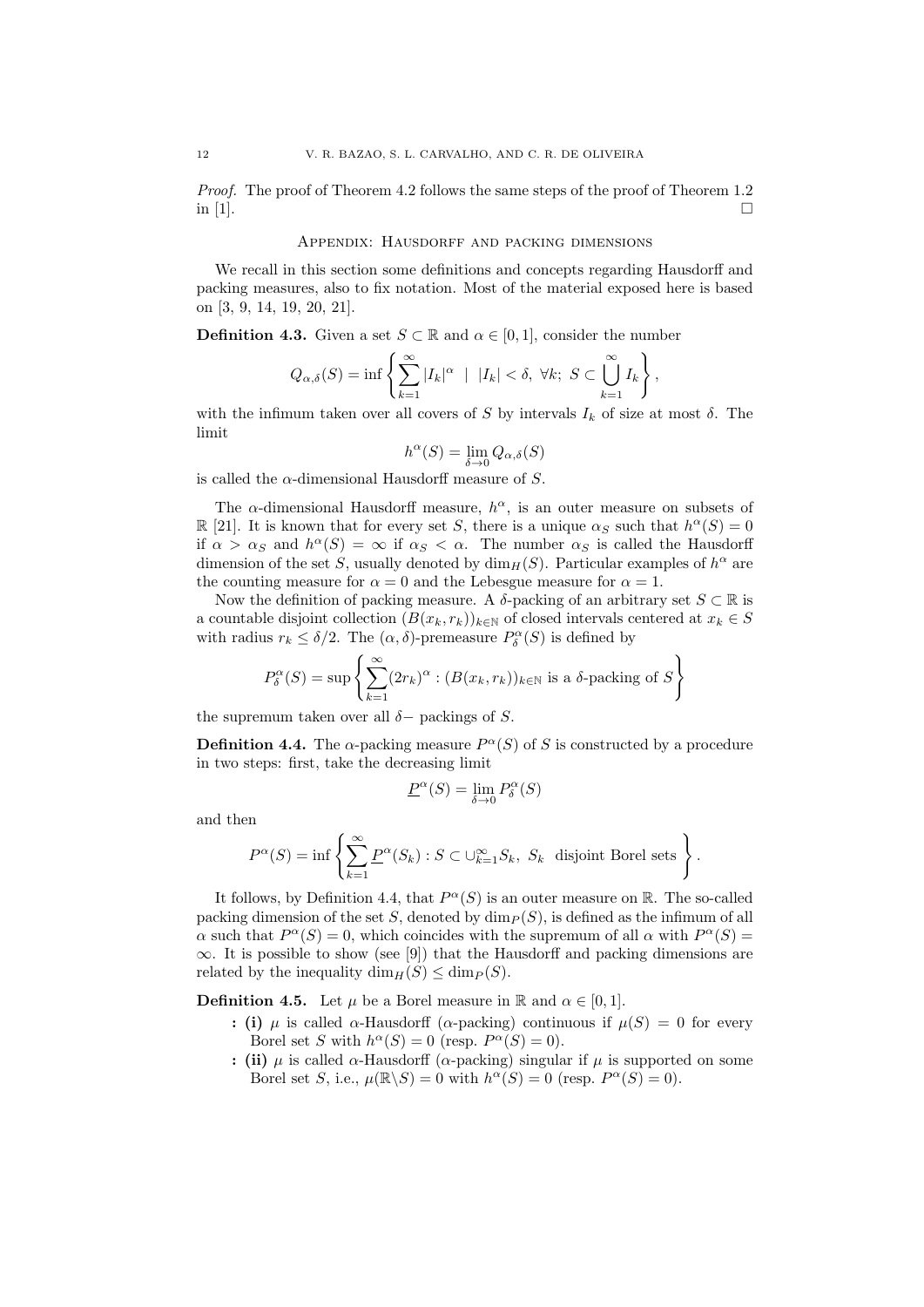*Proof.* The proof of Theorem 4.2 follows the same steps of the proof of Theorem 1.2 in [1]. □

## Appendix: Hausdorff and packing dimensions

We recall in this section some definitions and concepts regarding Hausdorff and packing measures, also to fix notation. Most of the material exposed here is based on [3, 9, 14, 19, 20, 21].

**Definition 4.3.** Given a set $S \subset \mathbb{R}$ and $\alpha \in [0,1]$, consider the number

$$Q_{\alpha,\delta}(S) = \inf\left\{\sum_{k=1}^{\infty} |I_k|^{\alpha} \;\mid\; |I_k| < \delta,\ \forall k;\ S \subset \bigcup_{k=1}^{\infty} I_k\right\},$$

with the infimum taken over all covers of $S$ by intervals $I_k$ of size at most $\delta$. The limit

$$h^{\alpha}(S) = \lim_{\delta \to 0} Q_{\alpha,\delta}(S)$$

is called the $\alpha$-dimensional Hausdorff measure of $S$.

The $\alpha$-dimensional Hausdorff measure, $h^{\alpha}$, is an outer measure on subsets of $\mathbb{R}$ [21]. It is known that for every set $S$, there is a unique $\alpha_S$ such that $h^{\alpha}(S) = 0$ if $\alpha > \alpha_S$ and $h^{\alpha}(S) = \infty$ if $\alpha_S < \alpha$. The number $\alpha_S$ is called the Hausdorff dimension of the set $S$, usually denoted by $\dim_H(S)$. Particular examples of $h^{\alpha}$ are the counting measure for $\alpha = 0$ and the Lebesgue measure for $\alpha = 1$.

Now the definition of packing measure. A $\delta$-packing of an arbitrary set $S \subset \mathbb{R}$ is a countable disjoint collection $(B(x_k, r_k))_{k\in\mathbb{N}}$ of closed intervals centered at $x_k \in S$ with radius $r_k \le \delta/2$. The $(\alpha, \delta)$-premeasure $P^{\alpha}_{\delta}(S)$ is defined by

$$P^{\alpha}_{\delta}(S) = \sup\left\{\sum_{k=1}^{\infty} (2r_k)^{\alpha} : (B(x_k, r_k))_{k\in\mathbb{N}} \text{ is a } \delta\text{-packing of } S\right\}$$

the supremum taken over all $\delta-$ packings of $S$.

**Definition 4.4.** The $\alpha$-packing measure $P^{\alpha}(S)$ of $S$ is constructed by a procedure in two steps: first, take the decreasing limit

$$\underline{P}^{\alpha}(S) = \lim_{\delta \to 0} P^{\alpha}_{\delta}(S)$$

and then

$$P^{\alpha}(S) = \inf\left\{\sum_{k=1}^{\infty} \underline{P}^{\alpha}(S_k) : S \subset \cup_{k=1}^{\infty} S_k,\ S_k \text{ disjoint Borel sets}\right\}.$$

It follows, by Definition 4.4, that $P^{\alpha}(S)$ is an outer measure on $\mathbb{R}$. The so-called packing dimension of the set $S$, denoted by $\dim_P(S)$, is defined as the infimum of all $\alpha$ such that $P^{\alpha}(S) = 0$, which coincides with the supremum of all $\alpha$ with $P^{\alpha}(S) = \infty$. It is possible to show (see [9]) that the Hausdorff and packing dimensions are related by the inequality $\dim_H(S) \le \dim_P(S)$.

**Definition 4.5.** Let $\mu$ be a Borel measure in $\mathbb{R}$ and $\alpha \in [0,1]$.

- **(i)** $\mu$ is called $\alpha$-Hausdorff ($\alpha$-packing) continuous if $\mu(S) = 0$ for every Borel set $S$ with $h^{\alpha}(S) = 0$ (resp. $P^{\alpha}(S) = 0$).
- **(ii)** $\mu$ is called $\alpha$-Hausdorff ($\alpha$-packing) singular if $\mu$ is supported on some Borel set $S$, i.e., $\mu(\mathbb{R}\backslash S) = 0$ with $h^{\alpha}(S) = 0$ (resp. $P^{\alpha}(S) = 0$).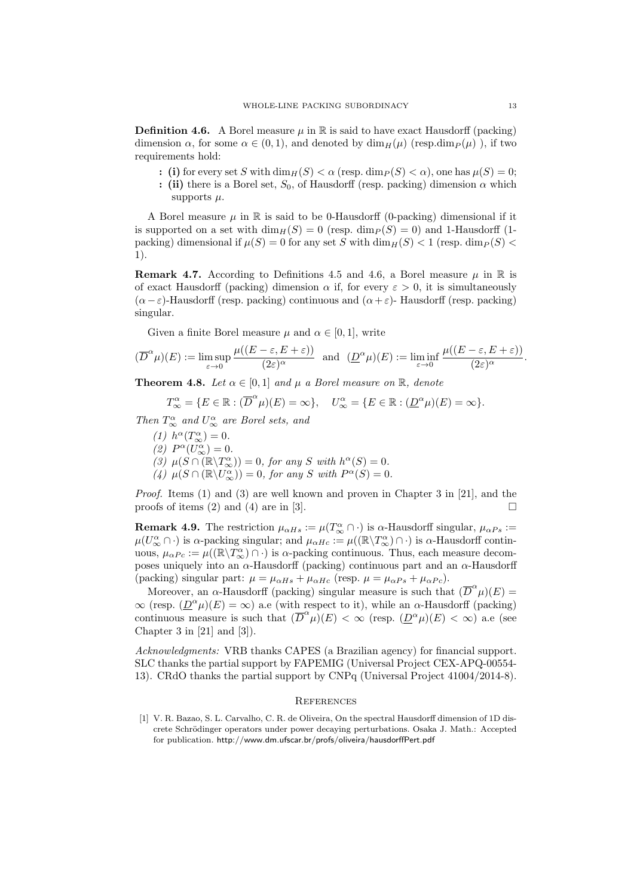**Definition 4.6.** A Borel measure $\mu$ in $\mathbb{R}$ is said to have exact Hausdorff (packing) dimension $\alpha$, for some $\alpha \in (0,1)$, and denoted by $\dim_H(\mu)$ (resp.$\dim_P(\mu)$ ), if two requirements hold:

- **: (i)** for every set $S$ with $\dim_H(S) < \alpha$ (resp. $\dim_P(S) < \alpha$), one has $\mu(S) = 0$;
- **: (ii)** there is a Borel set, $S_0$, of Hausdorff (resp. packing) dimension $\alpha$ which supports $\mu$.

A Borel measure $\mu$ in $\mathbb{R}$ is said to be 0-Hausdorff (0-packing) dimensional if it is supported on a set with $\dim_H(S) = 0$ (resp. $\dim_P(S) = 0$) and 1-Hausdorff (1-packing) dimensional if $\mu(S) = 0$ for any set $S$ with $\dim_H(S) < 1$ (resp. $\dim_P(S) < 1$).

**Remark 4.7.** According to Definitions 4.5 and 4.6, a Borel measure $\mu$ in $\mathbb{R}$ is of exact Hausdorff (packing) dimension $\alpha$ if, for every $\varepsilon > 0$, it is simultaneously $(\alpha-\varepsilon)$-Hausdorff (resp. packing) continuous and $(\alpha+\varepsilon)$- Hausdorff (resp. packing) singular.

Given a finite Borel measure $\mu$ and $\alpha \in [0,1]$, write

$$(\overline{D}^{\alpha}\mu)(E) := \limsup_{\varepsilon \to 0} \frac{\mu((E-\varepsilon, E+\varepsilon))}{(2\varepsilon)^{\alpha}} \quad \text{and} \quad (\underline{D}^{\alpha}\mu)(E) := \liminf_{\varepsilon \to 0} \frac{\mu((E-\varepsilon, E+\varepsilon))}{(2\varepsilon)^{\alpha}}.$$

**Theorem 4.8.** *Let $\alpha \in [0,1]$ and $\mu$ a Borel measure on $\mathbb{R}$, denote*

$$T_{\infty}^{\alpha} = \{E \in \mathbb{R} : (\overline{D}^{\alpha}\mu)(E) = \infty\}, \quad U_{\infty}^{\alpha} = \{E \in \mathbb{R} : (\underline{D}^{\alpha}\mu)(E) = \infty\}.$$

*Then $T_{\infty}^{\alpha}$ and $U_{\infty}^{\alpha}$ are Borel sets, and*

*(1) $h^{\alpha}(T_{\infty}^{\alpha}) = 0$.*
*(2) $P^{\alpha}(U_{\infty}^{\alpha}) = 0$.*
*(3) $\mu(S \cap (\mathbb{R}\backslash T_{\infty}^{\alpha})) = 0$, for any $S$ with $h^{\alpha}(S) = 0$.*
*(4) $\mu(S \cap (\mathbb{R}\backslash U_{\infty}^{\alpha})) = 0$, for any $S$ with $P^{\alpha}(S) = 0$.*

*Proof.* Items (1) and (3) are well known and proven in Chapter 3 in [21], and the proofs of items (2) and (4) are in [3]. □

**Remark 4.9.** The restriction $\mu_{\alpha Hs} := \mu(T_{\infty}^{\alpha} \cap \cdot)$ is $\alpha$-Hausdorff singular, $\mu_{\alpha Ps} := \mu(U_{\infty}^{\alpha} \cap \cdot)$ is $\alpha$-packing singular; and $\mu_{\alpha Hc} := \mu((\mathbb{R}\backslash T_{\infty}^{\alpha}) \cap \cdot)$ is $\alpha$-Hausdorff continuous, $\mu_{\alpha Pc} := \mu((\mathbb{R}\backslash T_{\infty}^{\alpha}) \cap \cdot)$ is $\alpha$-packing continuous. Thus, each measure decomposes uniquely into an $\alpha$-Hausdorff (packing) continuous part and an $\alpha$-Hausdorff (packing) singular part: $\mu = \mu_{\alpha Hs} + \mu_{\alpha Hc}$ (resp. $\mu = \mu_{\alpha Ps} + \mu_{\alpha Pc}$).

Moreover, an $\alpha$-Hausdorff (packing) singular measure is such that $(\overline{D}^{\alpha}\mu)(E) = \infty$ (resp. $(\underline{D}^{\alpha}\mu)(E) = \infty$) a.e (with respect to it), while an $\alpha$-Hausdorff (packing) continuous measure is such that $(\overline{D}^{\alpha}\mu)(E) < \infty$ (resp. $(\underline{D}^{\alpha}\mu)(E) < \infty$) a.e (see Chapter 3 in [21] and [3]).

*Acknowledgments:* VRB thanks CAPES (a Brazilian agency) for financial support. SLC thanks the partial support by FAPEMIG (Universal Project CEX-APQ-00554-13). CRdO thanks the partial support by CNPq (Universal Project 41004/2014-8).

## References

[1] V. R. Bazao, S. L. Carvalho, C. R. de Oliveira, On the spectral Hausdorff dimension of 1D discrete Schrödinger operators under power decaying perturbations. Osaka J. Math.: Accepted for publication. http://www.dm.ufscar.br/profs/oliveira/hausdorffPert.pdf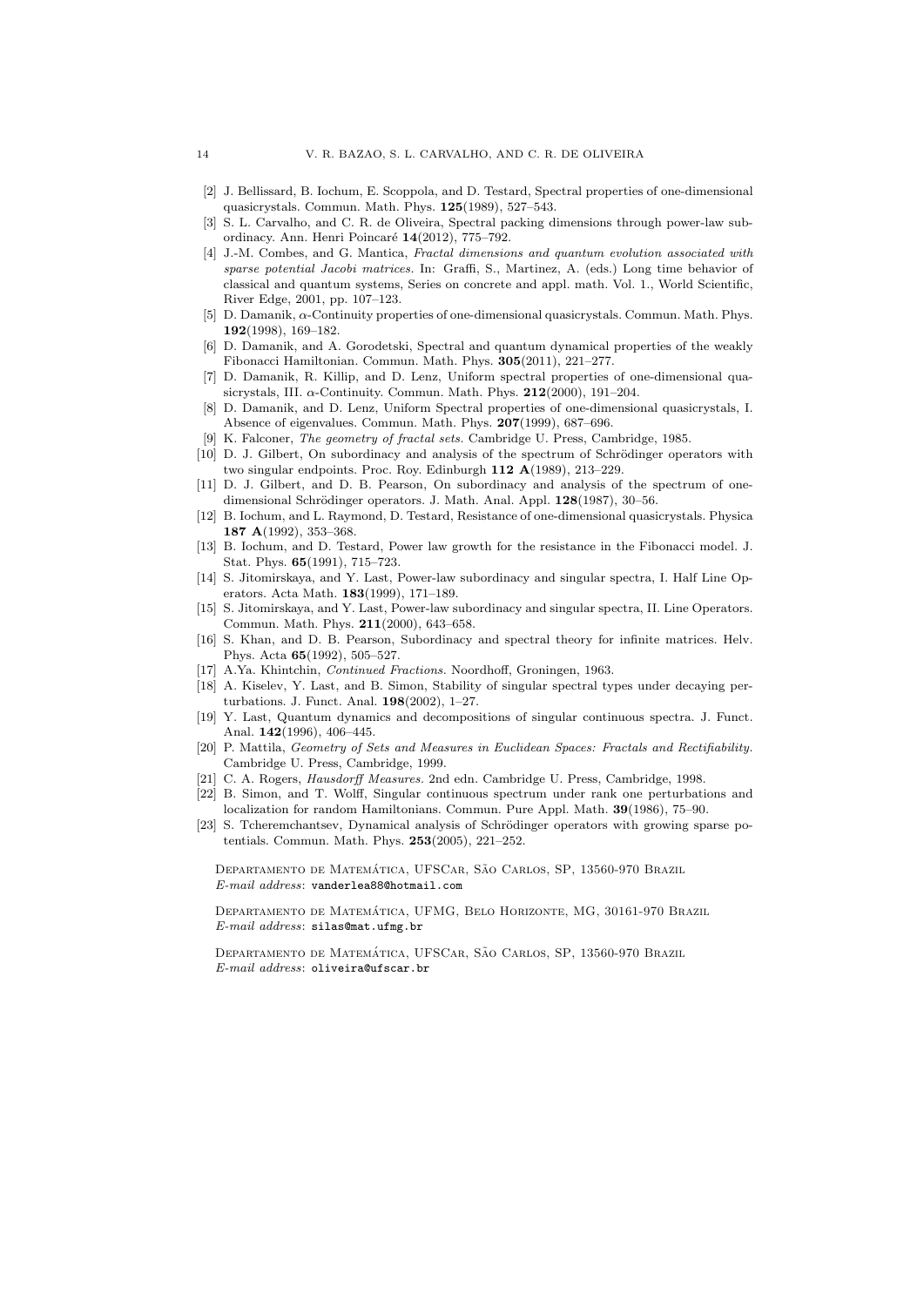[2] J. Bellissard, B. Iochum, E. Scoppola, and D. Testard, Spectral properties of one-dimensional quasicrystals. Commun. Math. Phys. **125**(1989), 527–543.

[3] S. L. Carvalho, and C. R. de Oliveira, Spectral packing dimensions through power-law subordinacy. Ann. Henri Poincaré **14**(2012), 775–792.

[4] J.-M. Combes, and G. Mantica, *Fractal dimensions and quantum evolution associated with sparse potential Jacobi matrices.* In: Graffi, S., Martinez, A. (eds.) Long time behavior of classical and quantum systems, Series on concrete and appl. math. Vol. 1., World Scientific, River Edge, 2001, pp. 107–123.

[5] D. Damanik, $\alpha$-Continuity properties of one-dimensional quasicrystals. Commun. Math. Phys. **192**(1998), 169–182.

[6] D. Damanik, and A. Gorodetski, Spectral and quantum dynamical properties of the weakly Fibonacci Hamiltonian. Commun. Math. Phys. **305**(2011), 221–277.

[7] D. Damanik, R. Killip, and D. Lenz, Uniform spectral properties of one-dimensional quasicrystals, III. $\alpha$-Continuity. Commun. Math. Phys. **212**(2000), 191–204.

[8] D. Damanik, and D. Lenz, Uniform Spectral properties of one-dimensional quasicrystals, I. Absence of eigenvalues. Commun. Math. Phys. **207**(1999), 687–696.

[9] K. Falconer, *The geometry of fractal sets.* Cambridge U. Press, Cambridge, 1985.

[10] D. J. Gilbert, On subordinacy and analysis of the spectrum of Schrödinger operators with two singular endpoints. Proc. Roy. Edinburgh **112 A**(1989), 213–229.

[11] D. J. Gilbert, and D. B. Pearson, On subordinacy and analysis of the spectrum of one-dimensional Schrödinger operators. J. Math. Anal. Appl. **128**(1987), 30–56.

[12] B. Iochum, and L. Raymond, D. Testard, Resistance of one-dimensional quasicrystals. Physica **187 A**(1992), 353–368.

[13] B. Iochum, and D. Testard, Power law growth for the resistance in the Fibonacci model. J. Stat. Phys. **65**(1991), 715–723.

[14] S. Jitomirskaya, and Y. Last, Power-law subordinacy and singular spectra, I. Half Line Operators. Acta Math. **183**(1999), 171–189.

[15] S. Jitomirskaya, and Y. Last, Power-law subordinacy and singular spectra, II. Line Operators. Commun. Math. Phys. **211**(2000), 643–658.

[16] S. Khan, and D. B. Pearson, Subordinacy and spectral theory for infinite matrices. Helv. Phys. Acta **65**(1992), 505–527.

[17] A.Ya. Khintchin, *Continued Fractions.* Noordhoff, Groningen, 1963.

[18] A. Kiselev, Y. Last, and B. Simon, Stability of singular spectral types under decaying perturbations. J. Funct. Anal. **198**(2002), 1–27.

[19] Y. Last, Quantum dynamics and decompositions of singular continuous spectra. J. Funct. Anal. **142**(1996), 406–445.

[20] P. Mattila, *Geometry of Sets and Measures in Euclidean Spaces: Fractals and Rectifiability.* Cambridge U. Press, Cambridge, 1999.

[21] C. A. Rogers, *Hausdorff Measures.* 2nd edn. Cambridge U. Press, Cambridge, 1998.

[22] B. Simon, and T. Wolff, Singular continuous spectrum under rank one perturbations and localization for random Hamiltonians. Commun. Pure Appl. Math. **39**(1986), 75–90.

[23] S. Tcheremchantsev, Dynamical analysis of Schrödinger operators with growing sparse potentials. Commun. Math. Phys. **253**(2005), 221–252.

Departamento de Matemática, UFSCar, São Carlos, SP, 13560-970 Brazil
*E-mail address*: vanderlea88@hotmail.com

Departamento de Matemática, UFMG, Belo Horizonte, MG, 30161-970 Brazil
*E-mail address*: silas@mat.ufmg.br

Departamento de Matemática, UFSCar, São Carlos, SP, 13560-970 Brazil
*E-mail address*: oliveira@ufscar.br